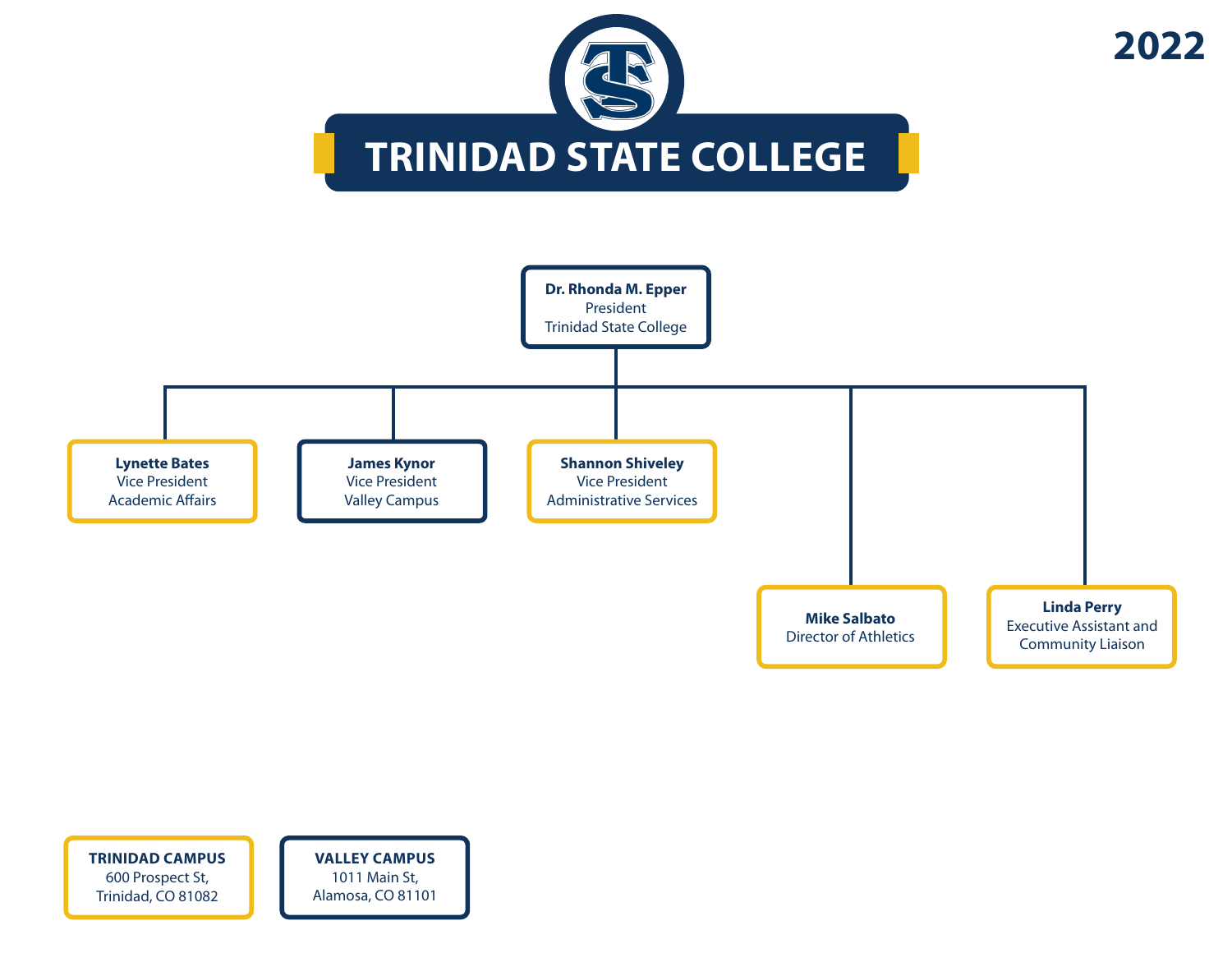# TRINIDAD STATE COLLEGE

2022

**Dr. Rhonda M. Epper**
President
Trinidad State College

**Lynette Bates**
Vice President
Academic Affairs

**James Kynor**
Vice President
Valley Campus

**Shannon Shiveley**
Vice President
Administrative Services

**Mike Salbato**
Director of Athletics

**Linda Perry**
Executive Assistant and
Community Liaison

**TRINIDAD CAMPUS**
600 Prospect St,
Trinidad, CO 81082

**VALLEY CAMPUS**
1011 Main St,
Alamosa, CO 81101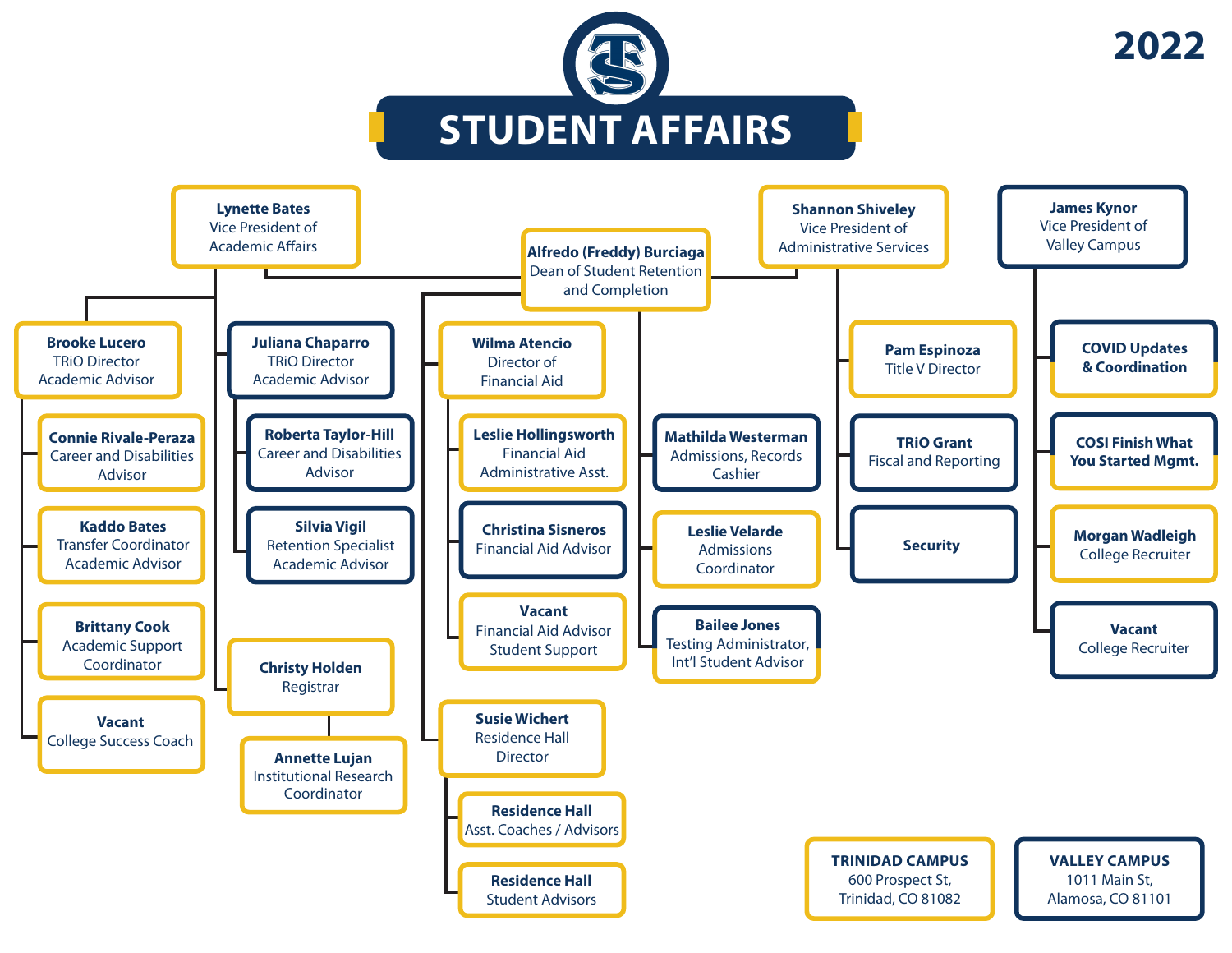2022

# STUDENT AFFAIRS

**Lynette Bates**
Vice President of Academic Affairs

**Alfredo (Freddy) Burciaga**
Dean of Student Retention and Completion

**Shannon Shiveley**
Vice President of Administrative Services

**James Kynor**
Vice President of Valley Campus

**Brooke Lucero**
TRiO Director
Academic Advisor

**Connie Rivale-Peraza**
Career and Disabilities Advisor

**Kaddo Bates**
Transfer Coordinator
Academic Advisor

**Brittany Cook**
Academic Support Coordinator

**Vacant**
College Success Coach

**Juliana Chaparro**
TRiO Director
Academic Advisor

**Roberta Taylor-Hill**
Career and Disabilities Advisor

**Silvia Vigil**
Retention Specialist
Academic Advisor

**Christy Holden**
Registrar

**Annette Lujan**
Institutional Research Coordinator

**Wilma Atencio**
Director of Financial Aid

**Leslie Hollingsworth**
Financial Aid Administrative Asst.

**Christina Sisneros**
Financial Aid Advisor

**Vacant**
Financial Aid Advisor
Student Support

**Susie Wichert**
Residence Hall Director

**Residence Hall**
Asst. Coaches / Advisors

**Residence Hall**
Student Advisors

**Mathilda Westerman**
Admissions, Records Cashier

**Leslie Velarde**
Admissions Coordinator

**Bailee Jones**
Testing Administrator, Int'l Student Advisor

**Pam Espinoza**
Title V Director

**TRiO Grant**
Fiscal and Reporting

**Security**

**COVID Updates & Coordination**

**COSI Finish What You Started Mgmt.**

**Morgan Wadleigh**
College Recruiter

**Vacant**
College Recruiter

**TRINIDAD CAMPUS**
600 Prospect St,
Trinidad, CO 81082

**VALLEY CAMPUS**
1011 Main St,
Alamosa, CO 81101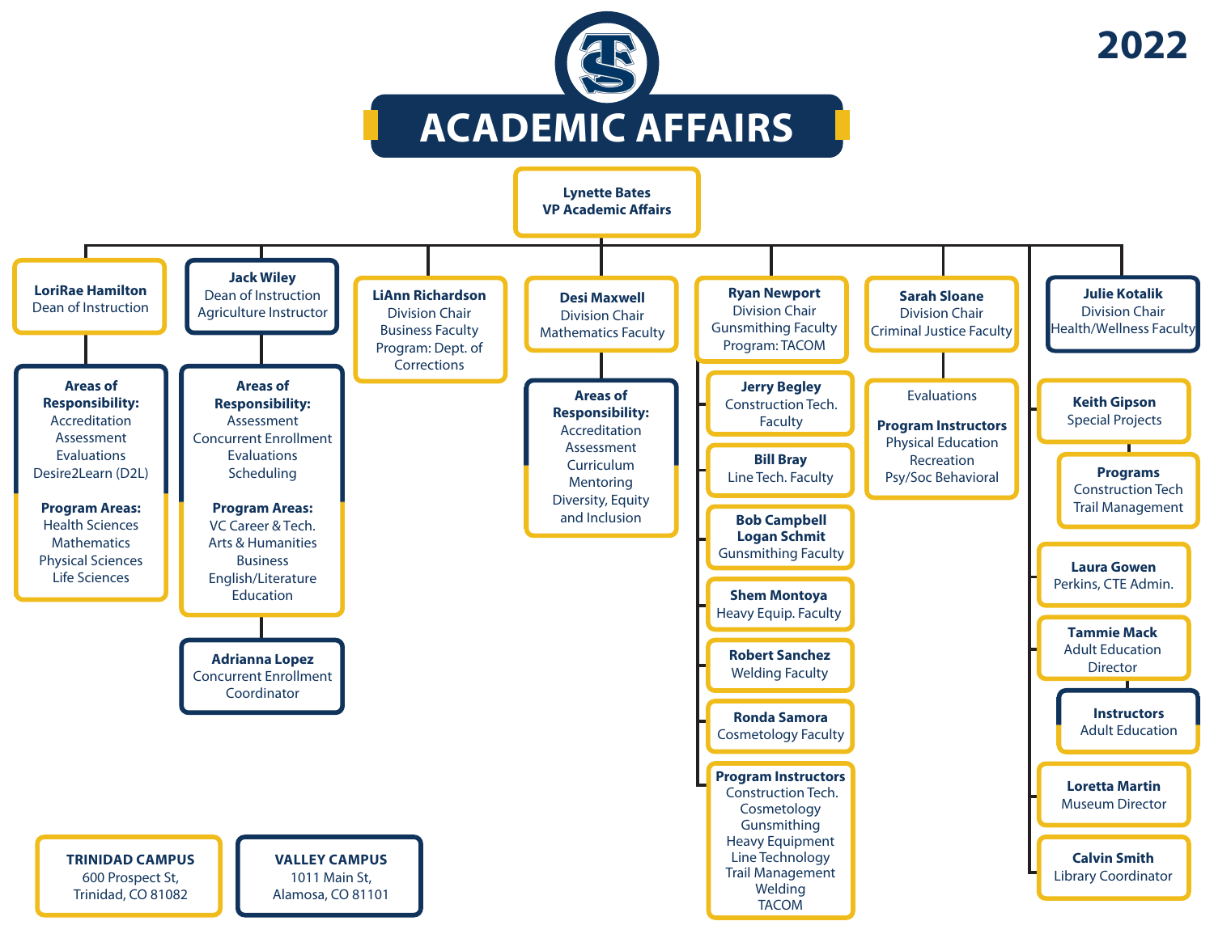2022

# ACADEMIC AFFAIRS

**Lynette Bates**
**VP Academic Affairs**

---

**LoriRae Hamilton**
Dean of Instruction

**Areas of Responsibility:**
Accreditation
Assessment
Evaluations
Desire2Learn (D2L)

**Program Areas:**
Health Sciences
Mathematics
Physical Sciences
Life Sciences

---

**Jack Wiley**
Dean of Instruction
Agriculture Instructor

**Areas of Responsibility:**
Assessment
Concurrent Enrollment
Evaluations
Scheduling

**Program Areas:**
VC Career & Tech.
Arts & Humanities
Business
English/Literature
Education

**Adrianna Lopez**
Concurrent Enrollment Coordinator

---

**LiAnn Richardson**
Division Chair
Business Faculty
Program: Dept. of Corrections

---

**Desi Maxwell**
Division Chair
Mathematics Faculty

**Areas of Responsibility:**
Accreditation
Assessment
Curriculum
Mentoring
Diversity, Equity and Inclusion

---

**Ryan Newport**
Division Chair
Gunsmithing Faculty
Program: TACOM

- **Jerry Begley** — Construction Tech. Faculty
- **Bill Bray** — Line Tech. Faculty
- **Bob Campbell**, **Logan Schmit** — Gunsmithing Faculty
- **Shem Montoya** — Heavy Equip. Faculty
- **Robert Sanchez** — Welding Faculty
- **Ronda Samora** — Cosmetology Faculty
- **Program Instructors** — Construction Tech., Cosmetology, Gunsmithing, Heavy Equipment, Line Technology, Trail Management, Welding, TACOM

---

**Sarah Sloane**
Division Chair
Criminal Justice Faculty

Evaluations

**Program Instructors**
Physical Education
Recreation
Psy/Soc Behavioral

---

**Julie Kotalik**
Division Chair
Health/Wellness Faculty

- **Keith Gipson** — Special Projects
  - **Programs** — Construction Tech, Trail Management
- **Laura Gowen** — Perkins, CTE Admin.
- **Tammie Mack** — Adult Education Director
  - **Instructors** — Adult Education
- **Loretta Martin** — Museum Director
- **Calvin Smith** — Library Coordinator

---

**TRINIDAD CAMPUS**
600 Prospect St,
Trinidad, CO 81082

**VALLEY CAMPUS**
1011 Main St,
Alamosa, CO 81101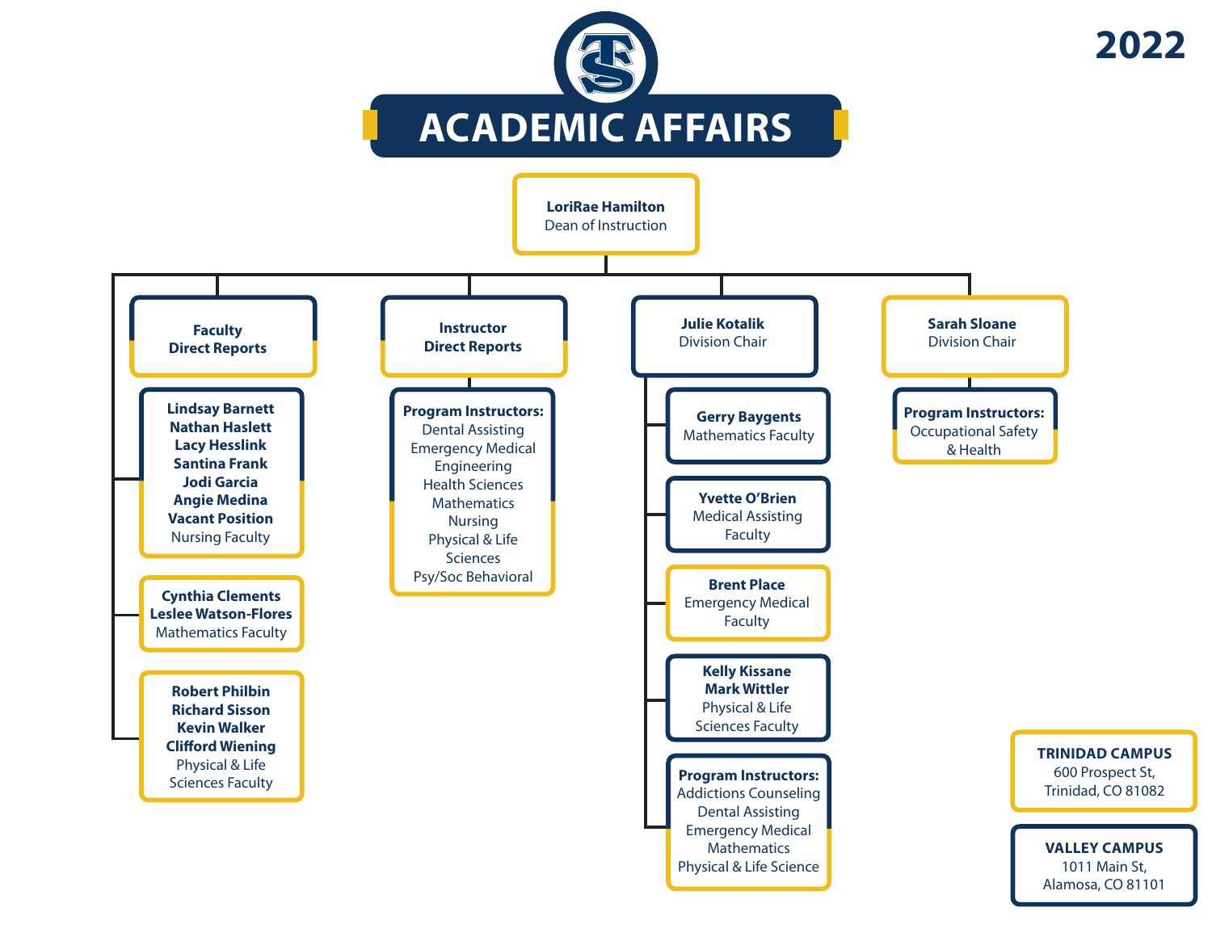2022

# ACADEMIC AFFAIRS

**LoriRae Hamilton**
Dean of Instruction

## Faculty Direct Reports

- **Lindsay Barnett**
  **Nathan Haslett**
  **Lacy Hesslink**
  **Santina Frank**
  **Jodi Garcia**
  **Angie Medina**
  **Vacant Position**
  Nursing Faculty
- **Cynthia Clements**
  **Leslee Watson-Flores**
  Mathematics Faculty
- **Robert Philbin**
  **Richard Sisson**
  **Kevin Walker**
  **Clifford Wiening**
  Physical & Life Sciences Faculty

## Instructor Direct Reports

**Program Instructors:**
Dental Assisting
Emergency Medical
Engineering
Health Sciences
Mathematics
Nursing
Physical & Life Sciences
Psy/Soc Behavioral

## Julie Kotalik
Division Chair

- **Gerry Baygents**
  Mathematics Faculty
- **Yvette O'Brien**
  Medical Assisting Faculty
- **Brent Place**
  Emergency Medical Faculty
- **Kelly Kissane**
  **Mark Wittler**
  Physical & Life Sciences Faculty
- **Program Instructors:**
  Addictions Counseling
  Dental Assisting
  Emergency Medical
  Mathematics
  Physical & Life Science

## Sarah Sloane
Division Chair

- **Program Instructors:**
  Occupational Safety & Health

**TRINIDAD CAMPUS**
600 Prospect St,
Trinidad, CO 81082

**VALLEY CAMPUS**
1011 Main St,
Alamosa, CO 81101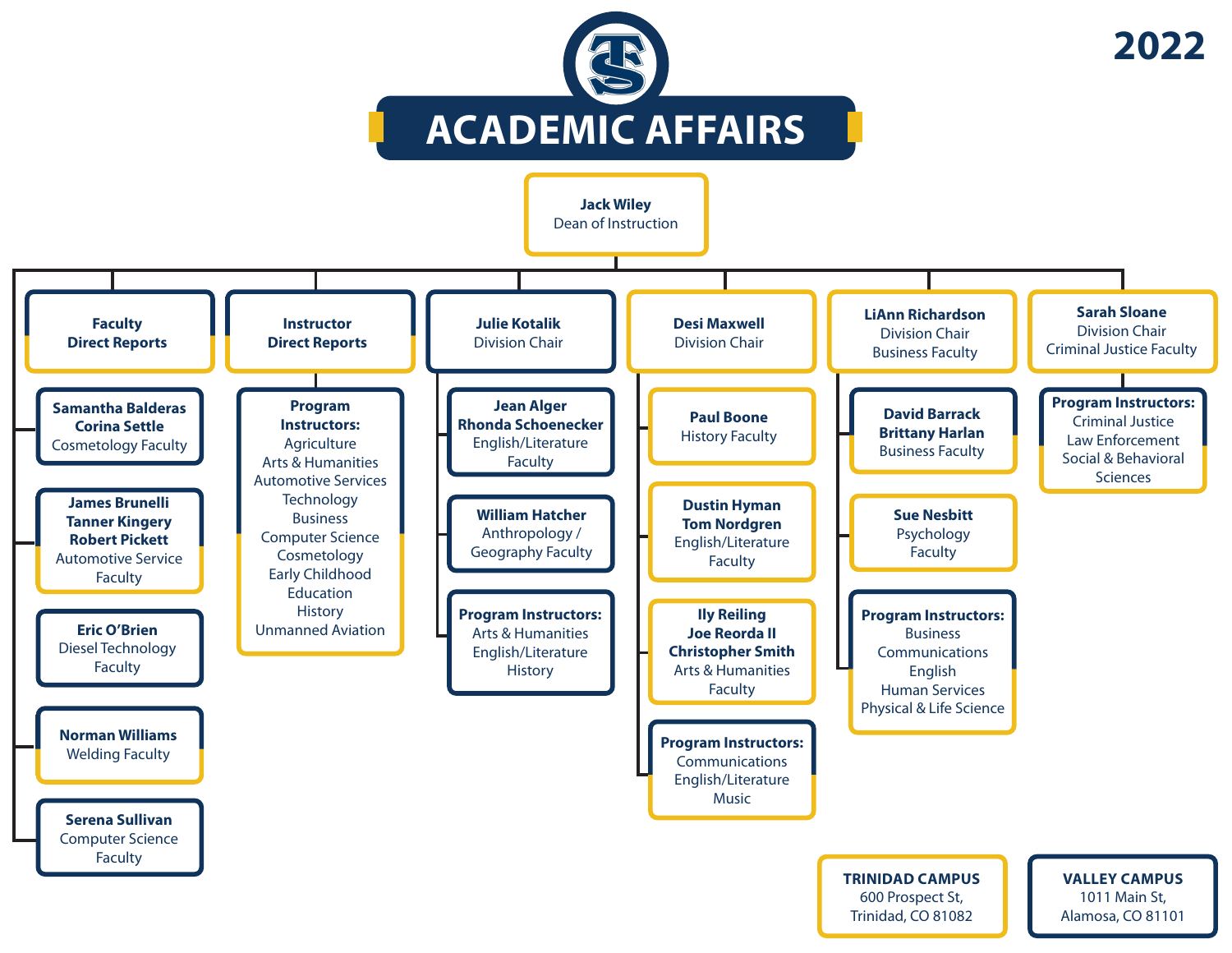2022

# ACADEMIC AFFAIRS

**Jack Wiley**
Dean of Instruction

## Faculty Direct Reports

- **Samantha Balderas, Corina Settle** – Cosmetology Faculty
- **James Brunelli, Tanner Kingery, Robert Pickett** – Automotive Service Faculty
- **Eric O'Brien** – Diesel Technology Faculty
- **Norman Williams** – Welding Faculty
- **Serena Sullivan** – Computer Science Faculty

## Instructor Direct Reports

**Program Instructors:**
- Agriculture
- Arts & Humanities
- Automotive Services Technology
- Business
- Computer Science
- Cosmetology
- Early Childhood Education
- History
- Unmanned Aviation

## Julie Kotalik – Division Chair

- **Jean Alger, Rhonda Schoenecker** – English/Literature Faculty
- **William Hatcher** – Anthropology / Geography Faculty
- **Program Instructors:** Arts & Humanities, English/Literature, History

## Desi Maxwell – Division Chair

- **Paul Boone** – History Faculty
- **Dustin Hyman, Tom Nordgren** – English/Literature Faculty
- **Ily Reiling, Joe Reorda II, Christopher Smith** – Arts & Humanities Faculty
- **Program Instructors:** Communications, English/Literature, Music

## LiAnn Richardson – Division Chair, Business Faculty

- **David Barrack, Brittany Harlan** – Business Faculty
- **Sue Nesbitt** – Psychology Faculty
- **Program Instructors:** Business, Communications, English, Human Services, Physical & Life Science

## Sarah Sloane – Division Chair, Criminal Justice Faculty

- **Program Instructors:** Criminal Justice, Law Enforcement, Social & Behavioral Sciences

**TRINIDAD CAMPUS**
600 Prospect St,
Trinidad, CO 81082

**VALLEY CAMPUS**
1011 Main St,
Alamosa, CO 81101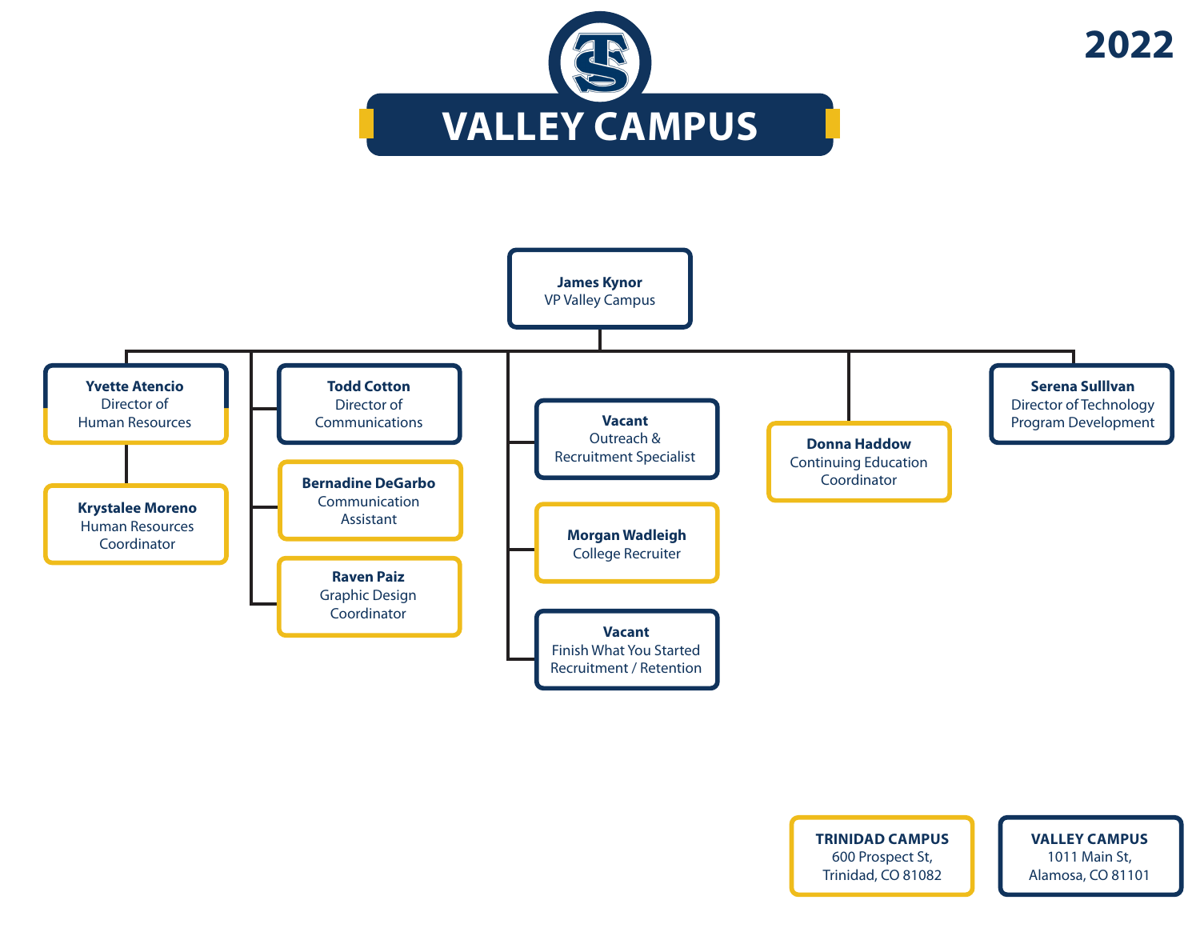# VALLEY CAMPUS

2022

**James Kynor**
VP Valley Campus

**Yvette Atencio**
Director of Human Resources

- **Krystalee Moreno**
  Human Resources Coordinator

**Todd Cotton**
Director of Communications

**Bernadine DeGarbo**
Communication Assistant

**Raven Paiz**
Graphic Design Coordinator

**Vacant**
Outreach & Recruitment Specialist

**Morgan Wadleigh**
College Recruiter

**Vacant**
Finish What You Started Recruitment / Retention

**Donna Haddow**
Continuing Education Coordinator

**Serena Sulllvan**
Director of Technology Program Development

**TRINIDAD CAMPUS**
600 Prospect St,
Trinidad, CO 81082

**VALLEY CAMPUS**
1011 Main St,
Alamosa, CO 81101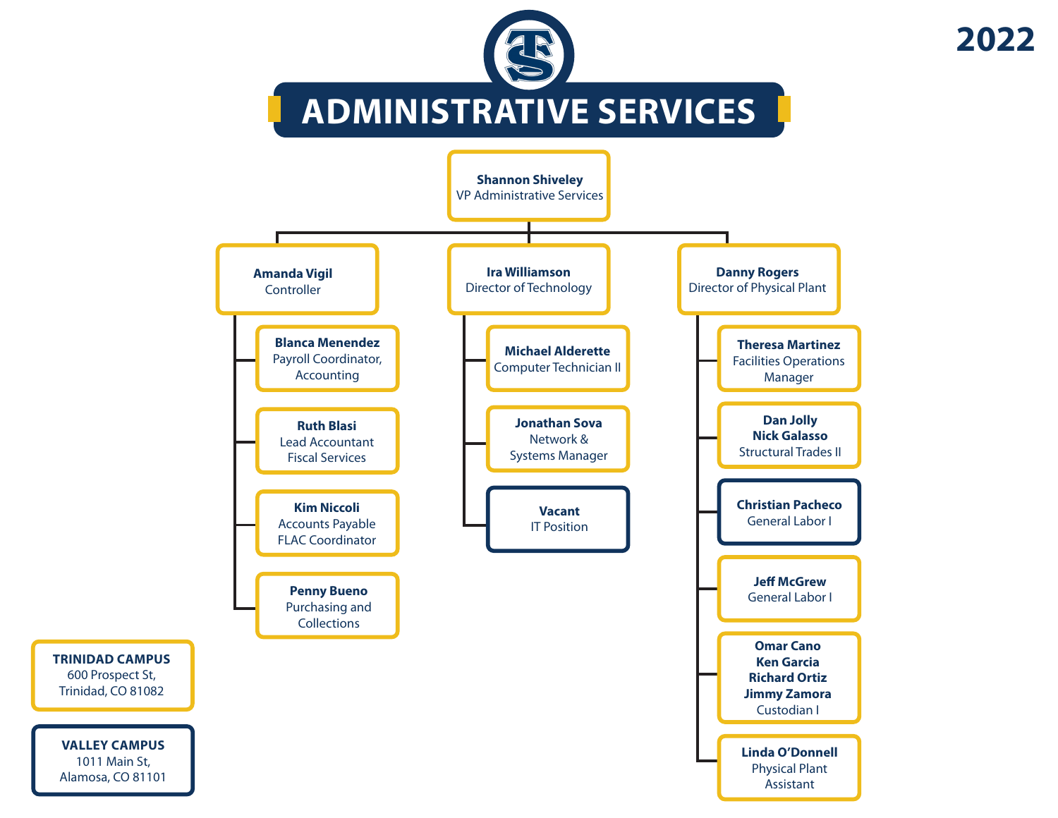2022

# ADMINISTRATIVE SERVICES

**Shannon Shiveley**
VP Administrative Services

- **Amanda Vigil**
  Controller
  - **Blanca Menendez**
    Payroll Coordinator, Accounting
  - **Ruth Blasi**
    Lead Accountant Fiscal Services
  - **Kim Niccoli**
    Accounts Payable FLAC Coordinator
  - **Penny Bueno**
    Purchasing and Collections

- **Ira Williamson**
  Director of Technology
  - **Michael Alderette**
    Computer Technician II
  - **Jonathan Sova**
    Network & Systems Manager
  - **Vacant**
    IT Position

- **Danny Rogers**
  Director of Physical Plant
  - **Theresa Martinez**
    Facilities Operations Manager
  - **Dan Jolly**
    **Nick Galasso**
    Structural Trades II
  - **Christian Pacheco**
    General Labor I
  - **Jeff McGrew**
    General Labor I
  - **Omar Cano**
    **Ken Garcia**
    **Richard Ortiz**
    **Jimmy Zamora**
    Custodian I
  - **Linda O'Donnell**
    Physical Plant Assistant

**TRINIDAD CAMPUS**
600 Prospect St,
Trinidad, CO 81082

**VALLEY CAMPUS**
1011 Main St,
Alamosa, CO 81101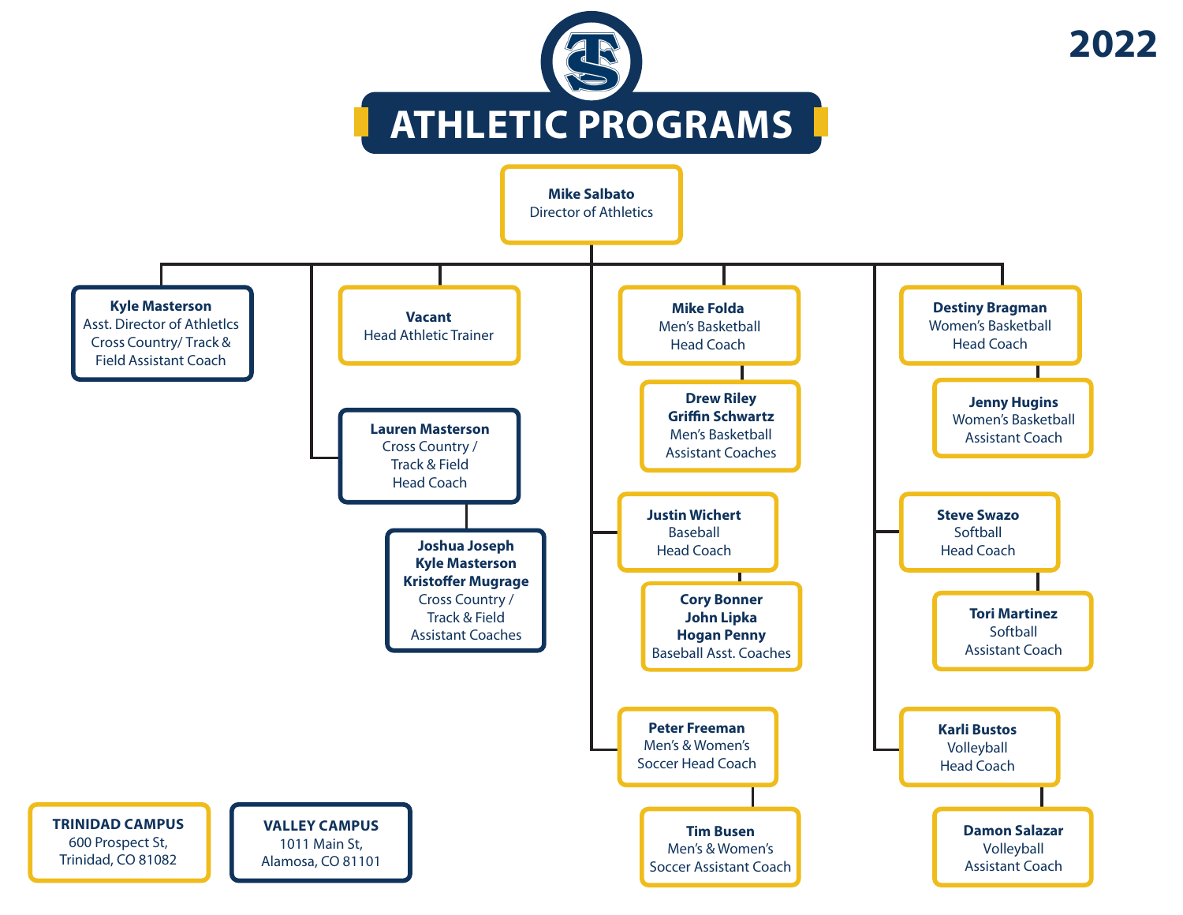2022

# ATHLETIC PROGRAMS

**Mike Salbato**
Director of Athletics

**Kyle Masterson**
Asst. Director of Athletlcs
Cross Country/ Track & Field Assistant Coach

**Vacant**
Head Athletic Trainer

**Lauren Masterson**
Cross Country / Track & Field
Head Coach

**Joshua Joseph**
**Kyle Masterson**
**Kristoffer Mugrage**
Cross Country / Track & Field
Assistant Coaches

**Mike Folda**
Men's Basketball
Head Coach

**Drew Riley**
**Griffin Schwartz**
Men's Basketball
Assistant Coaches

**Justin Wichert**
Baseball
Head Coach

**Cory Bonner**
**John Lipka**
**Hogan Penny**
Baseball Asst. Coaches

**Peter Freeman**
Men's & Women's
Soccer Head Coach

**Tim Busen**
Men's & Women's
Soccer Assistant Coach

**Destiny Bragman**
Women's Basketball
Head Coach

**Jenny Hugins**
Women's Basketball
Assistant Coach

**Steve Swazo**
Softball
Head Coach

**Tori Martinez**
Softball
Assistant Coach

**Karli Bustos**
Volleyball
Head Coach

**Damon Salazar**
Volleyball
Assistant Coach

**TRINIDAD CAMPUS**
600 Prospect St,
Trinidad, CO 81082

**VALLEY CAMPUS**
1011 Main St,
Alamosa, CO 81101